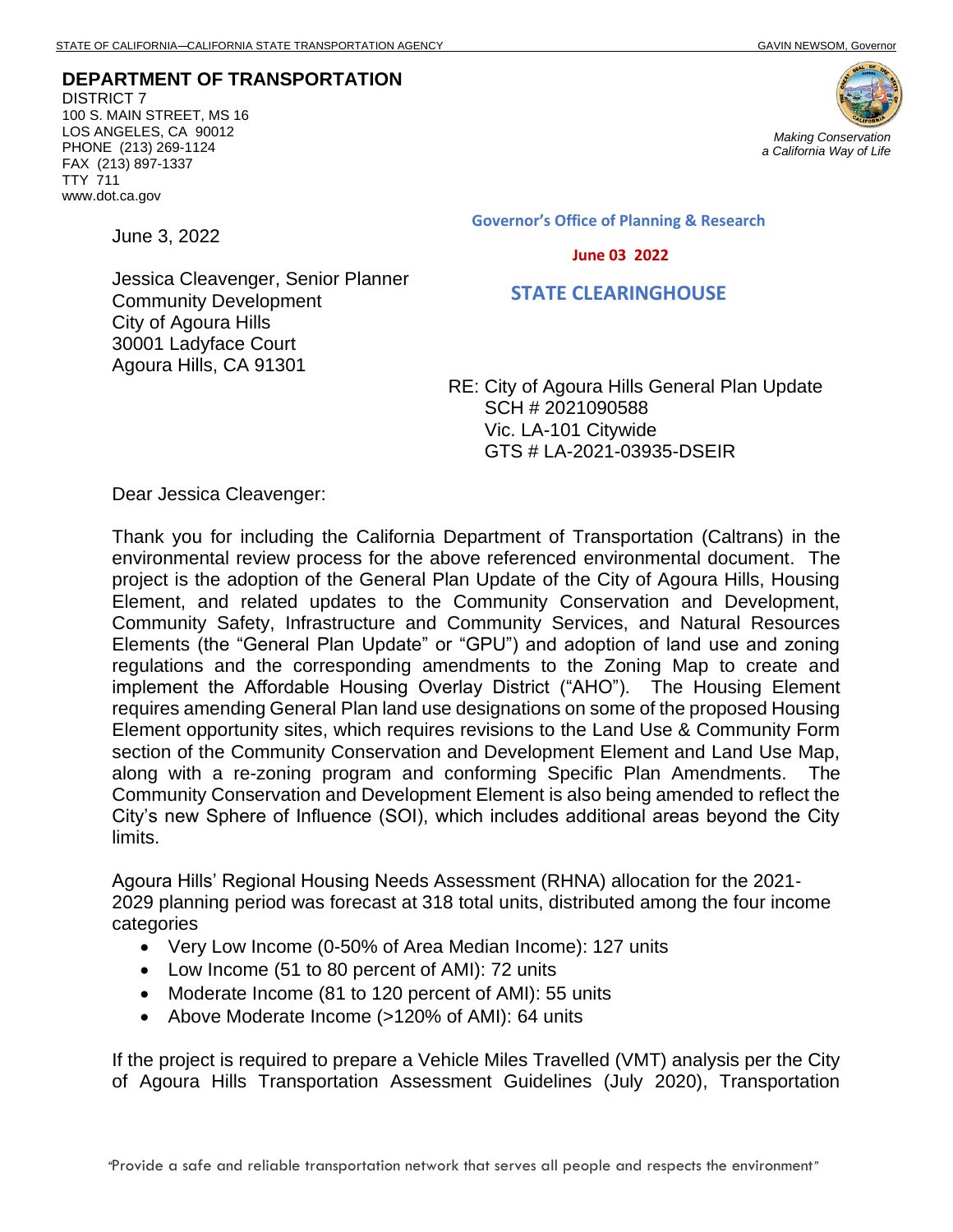STATE OF CALIFORNIA—CALIFORNIA STATE TRANSPORTATION AGENCY GAVIN NEWSOM, Governor

**DEPARTMENT OF TRANSPORTATION**
DISTRICT 7
100 S. MAIN STREET, MS 16
LOS ANGELES, CA 90012
PHONE (213) 269-1124
FAX (213) 897-1337
TTY 711
www.dot.ca.gov

*Making Conservation a California Way of Life*

**Governor's Office of Planning & Research**

**June 03 2022**

**STATE CLEARINGHOUSE**

June 3, 2022

Jessica Cleavenger, Senior Planner
Community Development
City of Agoura Hills
30001 Ladyface Court
Agoura Hills, CA 91301

RE: City of Agoura Hills General Plan Update
SCH # 2021090588
Vic. LA-101 Citywide
GTS # LA-2021-03935-DSEIR

Dear Jessica Cleavenger:

Thank you for including the California Department of Transportation (Caltrans) in the environmental review process for the above referenced environmental document. The project is the adoption of the General Plan Update of the City of Agoura Hills, Housing Element, and related updates to the Community Conservation and Development, Community Safety, Infrastructure and Community Services, and Natural Resources Elements (the "General Plan Update" or "GPU") and adoption of land use and zoning regulations and the corresponding amendments to the Zoning Map to create and implement the Affordable Housing Overlay District ("AHO"). The Housing Element requires amending General Plan land use designations on some of the proposed Housing Element opportunity sites, which requires revisions to the Land Use & Community Form section of the Community Conservation and Development Element and Land Use Map, along with a re-zoning program and conforming Specific Plan Amendments. The Community Conservation and Development Element is also being amended to reflect the City's new Sphere of Influence (SOI), which includes additional areas beyond the City limits.

Agoura Hills' Regional Housing Needs Assessment (RHNA) allocation for the 2021-2029 planning period was forecast at 318 total units, distributed among the four income categories

- Very Low Income (0-50% of Area Median Income): 127 units
- Low Income (51 to 80 percent of AMI): 72 units
- Moderate Income (81 to 120 percent of AMI): 55 units
- Above Moderate Income (>120% of AMI): 64 units

If the project is required to prepare a Vehicle Miles Travelled (VMT) analysis per the City of Agoura Hills Transportation Assessment Guidelines (July 2020), Transportation

"Provide a safe and reliable transportation network that serves all people and respects the environment"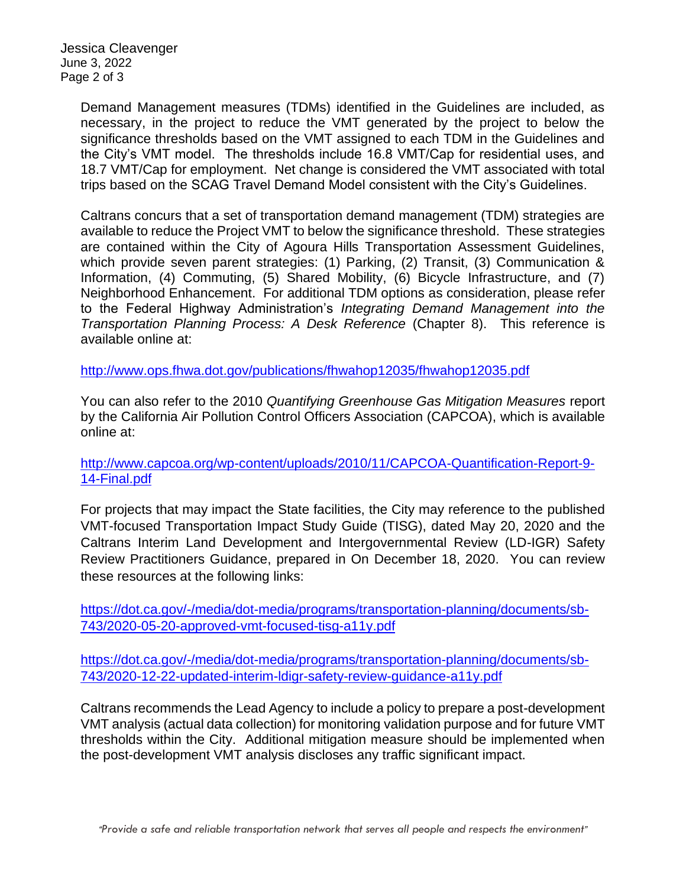Demand Management measures (TDMs) identified in the Guidelines are included, as necessary, in the project to reduce the VMT generated by the project to below the significance thresholds based on the VMT assigned to each TDM in the Guidelines and the City's VMT model. The thresholds include 16.8 VMT/Cap for residential uses, and 18.7 VMT/Cap for employment. Net change is considered the VMT associated with total trips based on the SCAG Travel Demand Model consistent with the City's Guidelines.

Caltrans concurs that a set of transportation demand management (TDM) strategies are available to reduce the Project VMT to below the significance threshold. These strategies are contained within the City of Agoura Hills Transportation Assessment Guidelines, which provide seven parent strategies: (1) Parking, (2) Transit, (3) Communication & Information, (4) Commuting, (5) Shared Mobility, (6) Bicycle Infrastructure, and (7) Neighborhood Enhancement. For additional TDM options as consideration, please refer to the Federal Highway Administration's *Integrating Demand Management into the Transportation Planning Process: A Desk Reference* (Chapter 8). This reference is available online at:

http://www.ops.fhwa.dot.gov/publications/fhwahop12035/fhwahop12035.pdf

You can also refer to the 2010 *Quantifying Greenhouse Gas Mitigation Measures* report by the California Air Pollution Control Officers Association (CAPCOA), which is available online at:

http://www.capcoa.org/wp-content/uploads/2010/11/CAPCOA-Quantification-Report-9-14-Final.pdf

For projects that may impact the State facilities, the City may reference to the published VMT-focused Transportation Impact Study Guide (TISG), dated May 20, 2020 and the Caltrans Interim Land Development and Intergovernmental Review (LD-IGR) Safety Review Practitioners Guidance, prepared in On December 18, 2020. You can review these resources at the following links:

https://dot.ca.gov/-/media/dot-media/programs/transportation-planning/documents/sb-743/2020-05-20-approved-vmt-focused-tisg-a11y.pdf

https://dot.ca.gov/-/media/dot-media/programs/transportation-planning/documents/sb-743/2020-12-22-updated-interim-ldigr-safety-review-guidance-a11y.pdf

Caltrans recommends the Lead Agency to include a policy to prepare a post-development VMT analysis (actual data collection) for monitoring validation purpose and for future VMT thresholds within the City. Additional mitigation measure should be implemented when the post-development VMT analysis discloses any traffic significant impact.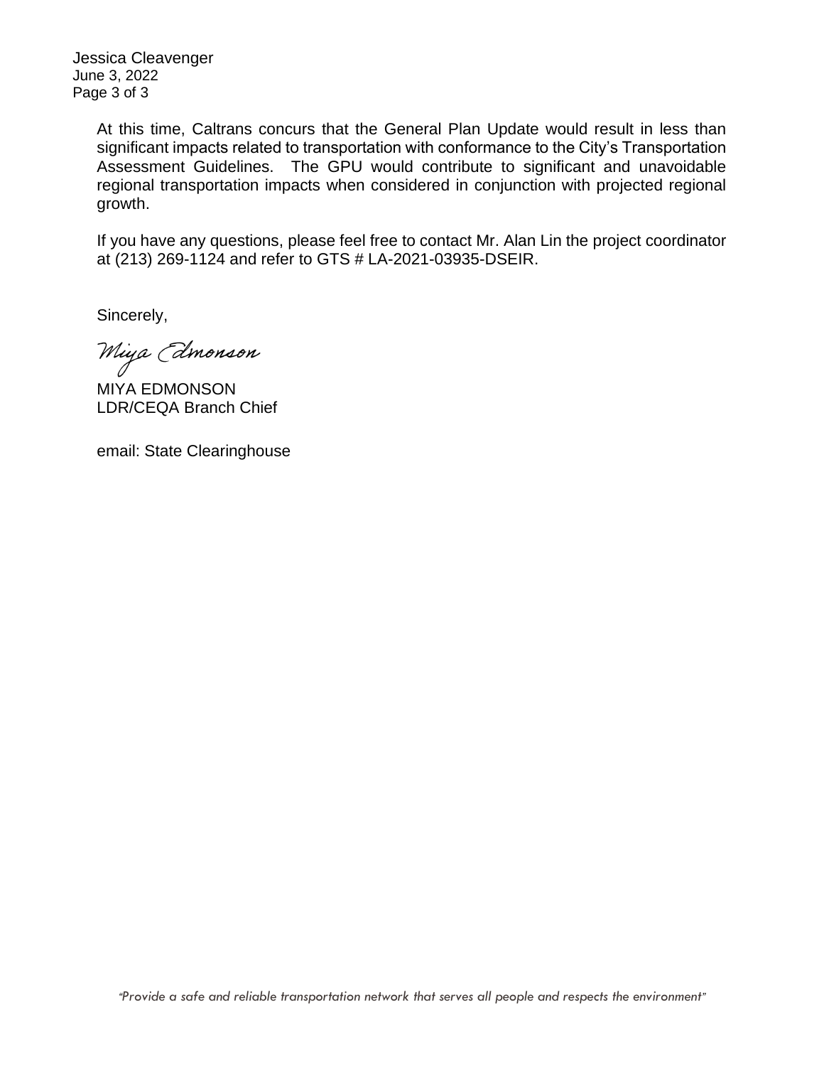At this time, Caltrans concurs that the General Plan Update would result in less than significant impacts related to transportation with conformance to the City's Transportation Assessment Guidelines. The GPU would contribute to significant and unavoidable regional transportation impacts when considered in conjunction with projected regional growth.

If you have any questions, please feel free to contact Mr. Alan Lin the project coordinator at (213) 269-1124 and refer to GTS # LA-2021-03935-DSEIR.

Sincerely,

*Miya Edmonson*

MIYA EDMONSON
LDR/CEQA Branch Chief

email: State Clearinghouse